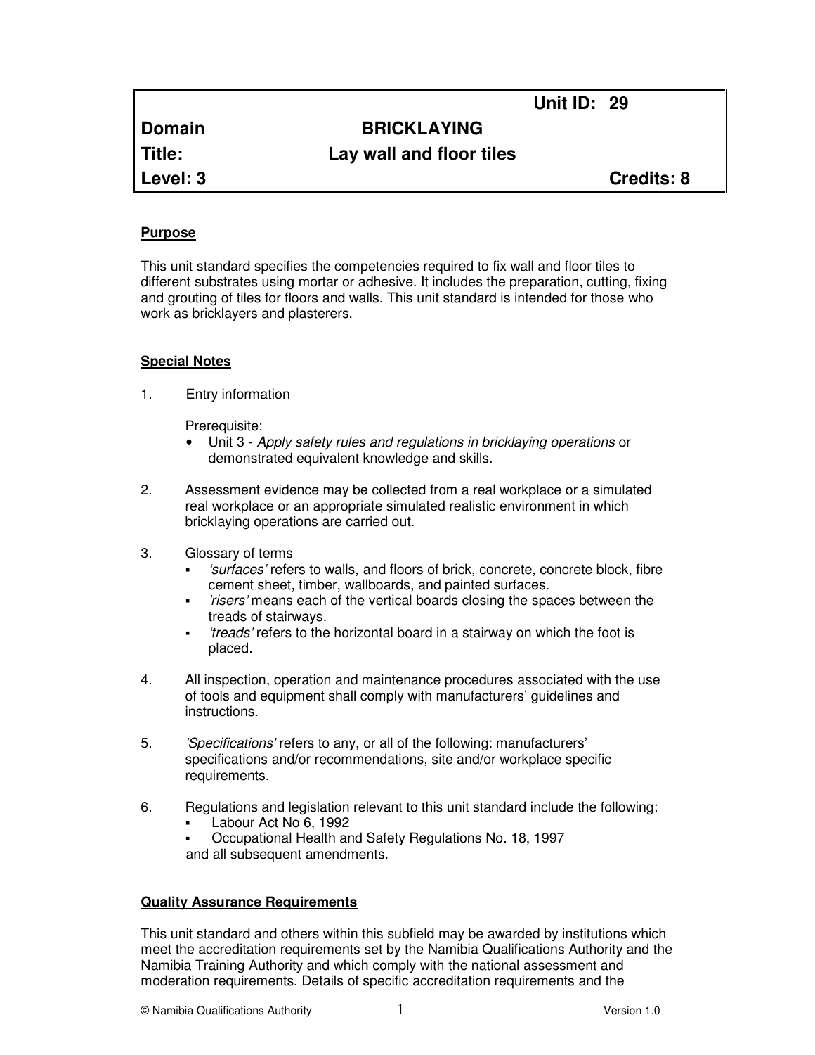| | | Unit ID: 29 |
|---|---|---|
| **Domain** | **BRICKLAYING** | |
| **Title:** | **Lay wall and floor tiles** | |
| **Level: 3** | | **Credits: 8** |

## Purpose

This unit standard specifies the competencies required to fix wall and floor tiles to different substrates using mortar or adhesive. It includes the preparation, cutting, fixing and grouting of tiles for floors and walls. This unit standard is intended for those who work as bricklayers and plasterers.

## Special Notes

1. Entry information

   Prerequisite:
   - Unit 3 - *Apply safety rules and regulations in bricklaying operations* or demonstrated equivalent knowledge and skills.

2. Assessment evidence may be collected from a real workplace or a simulated real workplace or an appropriate simulated realistic environment in which bricklaying operations are carried out.

3. Glossary of terms
   - *'surfaces'* refers to walls, and floors of brick, concrete, concrete block, fibre cement sheet, timber, wallboards, and painted surfaces.
   - *'risers'* means each of the vertical boards closing the spaces between the treads of stairways.
   - *'treads'* refers to the horizontal board in a stairway on which the foot is placed.

4. All inspection, operation and maintenance procedures associated with the use of tools and equipment shall comply with manufacturers' guidelines and instructions.

5. *'Specifications'* refers to any, or all of the following: manufacturers' specifications and/or recommendations, site and/or workplace specific requirements.

6. Regulations and legislation relevant to this unit standard include the following:
   - Labour Act No 6, 1992
   - Occupational Health and Safety Regulations No. 18, 1997

   and all subsequent amendments.

## Quality Assurance Requirements

This unit standard and others within this subfield may be awarded by institutions which meet the accreditation requirements set by the Namibia Qualifications Authority and the Namibia Training Authority and which comply with the national assessment and moderation requirements. Details of specific accreditation requirements and the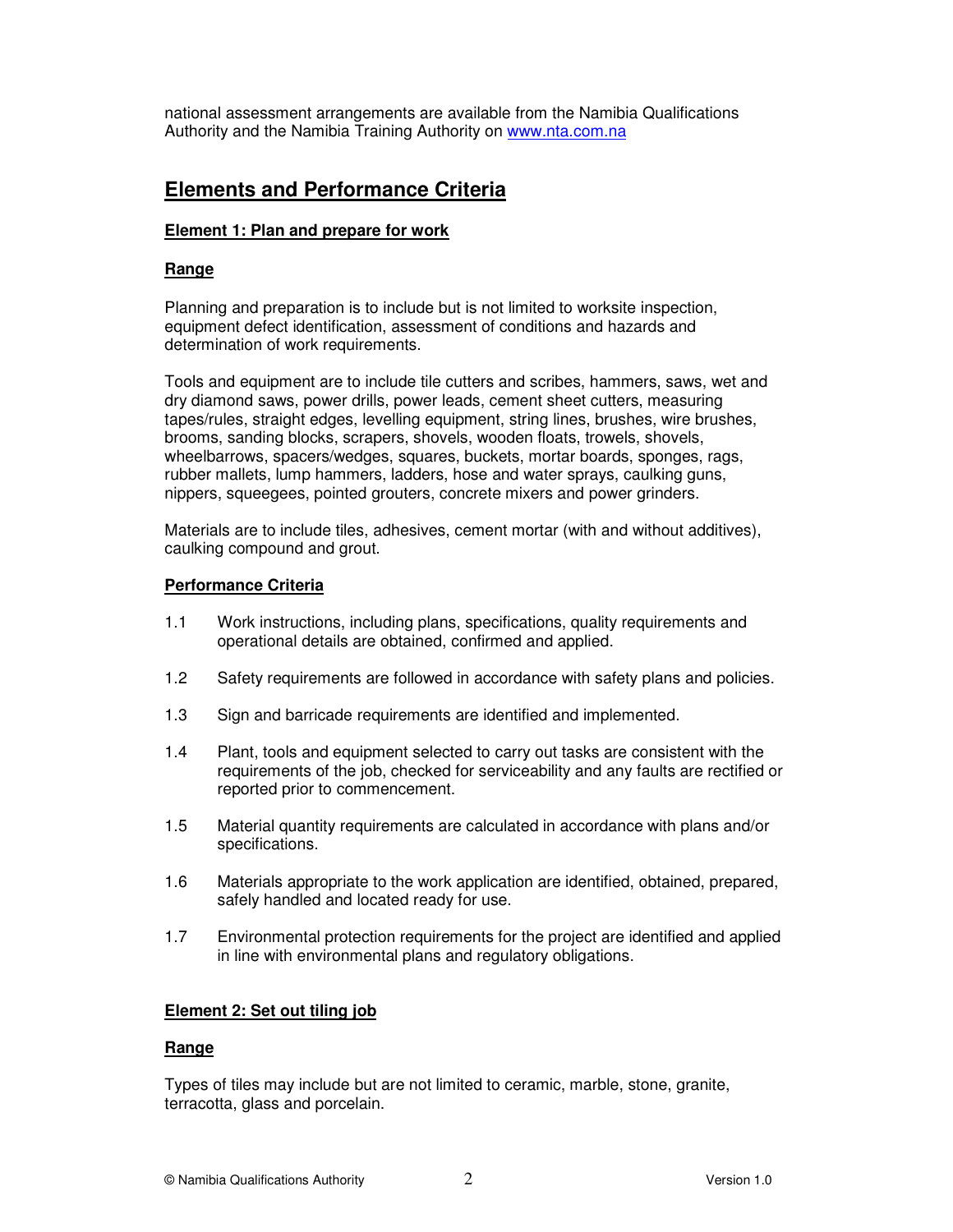national assessment arrangements are available from the Namibia Qualifications Authority and the Namibia Training Authority on www.nta.com.na

## Elements and Performance Criteria

### Element 1: Plan and prepare for work

#### Range

Planning and preparation is to include but is not limited to worksite inspection, equipment defect identification, assessment of conditions and hazards and determination of work requirements.

Tools and equipment are to include tile cutters and scribes, hammers, saws, wet and dry diamond saws, power drills, power leads, cement sheet cutters, measuring tapes/rules, straight edges, levelling equipment, string lines, brushes, wire brushes, brooms, sanding blocks, scrapers, shovels, wooden floats, trowels, shovels, wheelbarrows, spacers/wedges, squares, buckets, mortar boards, sponges, rags, rubber mallets, lump hammers, ladders, hose and water sprays, caulking guns, nippers, squeegees, pointed grouters, concrete mixers and power grinders.

Materials are to include tiles, adhesives, cement mortar (with and without additives), caulking compound and grout.

#### Performance Criteria

1.1 Work instructions, including plans, specifications, quality requirements and operational details are obtained, confirmed and applied.

1.2 Safety requirements are followed in accordance with safety plans and policies.

1.3 Sign and barricade requirements are identified and implemented.

1.4 Plant, tools and equipment selected to carry out tasks are consistent with the requirements of the job, checked for serviceability and any faults are rectified or reported prior to commencement.

1.5 Material quantity requirements are calculated in accordance with plans and/or specifications.

1.6 Materials appropriate to the work application are identified, obtained, prepared, safely handled and located ready for use.

1.7 Environmental protection requirements for the project are identified and applied in line with environmental plans and regulatory obligations.

### Element 2: Set out tiling job

#### Range

Types of tiles may include but are not limited to ceramic, marble, stone, granite, terracotta, glass and porcelain.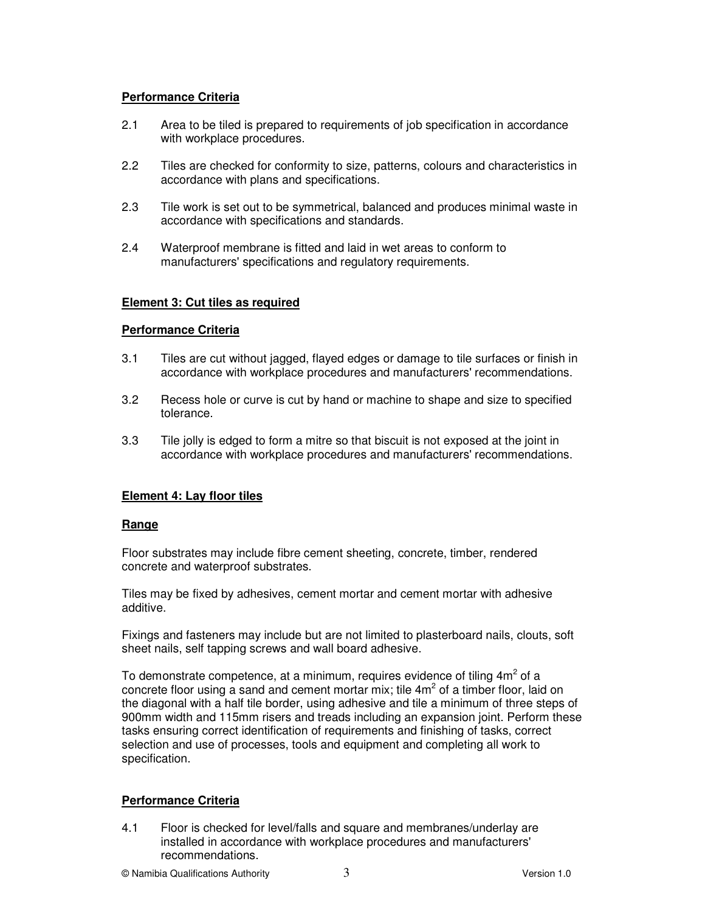**Performance Criteria**

2.1 Area to be tiled is prepared to requirements of job specification in accordance with workplace procedures.

2.2 Tiles are checked for conformity to size, patterns, colours and characteristics in accordance with plans and specifications.

2.3 Tile work is set out to be symmetrical, balanced and produces minimal waste in accordance with specifications and standards.

2.4 Waterproof membrane is fitted and laid in wet areas to conform to manufacturers' specifications and regulatory requirements.

**Element 3: Cut tiles as required**

**Performance Criteria**

3.1 Tiles are cut without jagged, flayed edges or damage to tile surfaces or finish in accordance with workplace procedures and manufacturers' recommendations.

3.2 Recess hole or curve is cut by hand or machine to shape and size to specified tolerance.

3.3 Tile jolly is edged to form a mitre so that biscuit is not exposed at the joint in accordance with workplace procedures and manufacturers' recommendations.

**Element 4: Lay floor tiles**

**Range**

Floor substrates may include fibre cement sheeting, concrete, timber, rendered concrete and waterproof substrates.

Tiles may be fixed by adhesives, cement mortar and cement mortar with adhesive additive.

Fixings and fasteners may include but are not limited to plasterboard nails, clouts, soft sheet nails, self tapping screws and wall board adhesive.

To demonstrate competence, at a minimum, requires evidence of tiling $4m^2$ of a concrete floor using a sand and cement mortar mix; tile $4m^2$ of a timber floor, laid on the diagonal with a half tile border, using adhesive and tile a minimum of three steps of 900mm width and 115mm risers and treads including an expansion joint. Perform these tasks ensuring correct identification of requirements and finishing of tasks, correct selection and use of processes, tools and equipment and completing all work to specification.

**Performance Criteria**

4.1 Floor is checked for level/falls and square and membranes/underlay are installed in accordance with workplace procedures and manufacturers' recommendations.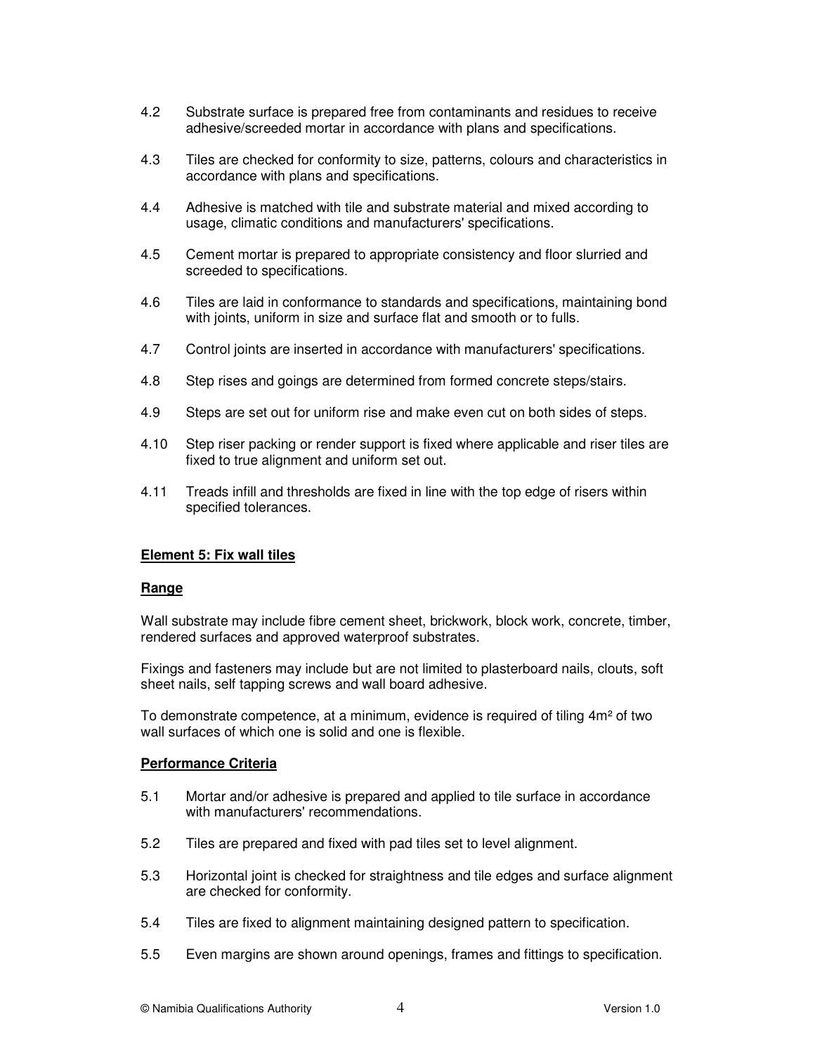4.2 Substrate surface is prepared free from contaminants and residues to receive adhesive/screeded mortar in accordance with plans and specifications.

4.3 Tiles are checked for conformity to size, patterns, colours and characteristics in accordance with plans and specifications.

4.4 Adhesive is matched with tile and substrate material and mixed according to usage, climatic conditions and manufacturers' specifications.

4.5 Cement mortar is prepared to appropriate consistency and floor slurried and screeded to specifications.

4.6 Tiles are laid in conformance to standards and specifications, maintaining bond with joints, uniform in size and surface flat and smooth or to fulls.

4.7 Control joints are inserted in accordance with manufacturers' specifications.

4.8 Step rises and goings are determined from formed concrete steps/stairs.

4.9 Steps are set out for uniform rise and make even cut on both sides of steps.

4.10 Step riser packing or render support is fixed where applicable and riser tiles are fixed to true alignment and uniform set out.

4.11 Treads infill and thresholds are fixed in line with the top edge of risers within specified tolerances.

**Element 5: Fix wall tiles**

**Range**

Wall substrate may include fibre cement sheet, brickwork, block work, concrete, timber, rendered surfaces and approved waterproof substrates.

Fixings and fasteners may include but are not limited to plasterboard nails, clouts, soft sheet nails, self tapping screws and wall board adhesive.

To demonstrate competence, at a minimum, evidence is required of tiling 4m² of two wall surfaces of which one is solid and one is flexible.

**Performance Criteria**

5.1 Mortar and/or adhesive is prepared and applied to tile surface in accordance with manufacturers' recommendations.

5.2 Tiles are prepared and fixed with pad tiles set to level alignment.

5.3 Horizontal joint is checked for straightness and tile edges and surface alignment are checked for conformity.

5.4 Tiles are fixed to alignment maintaining designed pattern to specification.

5.5 Even margins are shown around openings, frames and fittings to specification.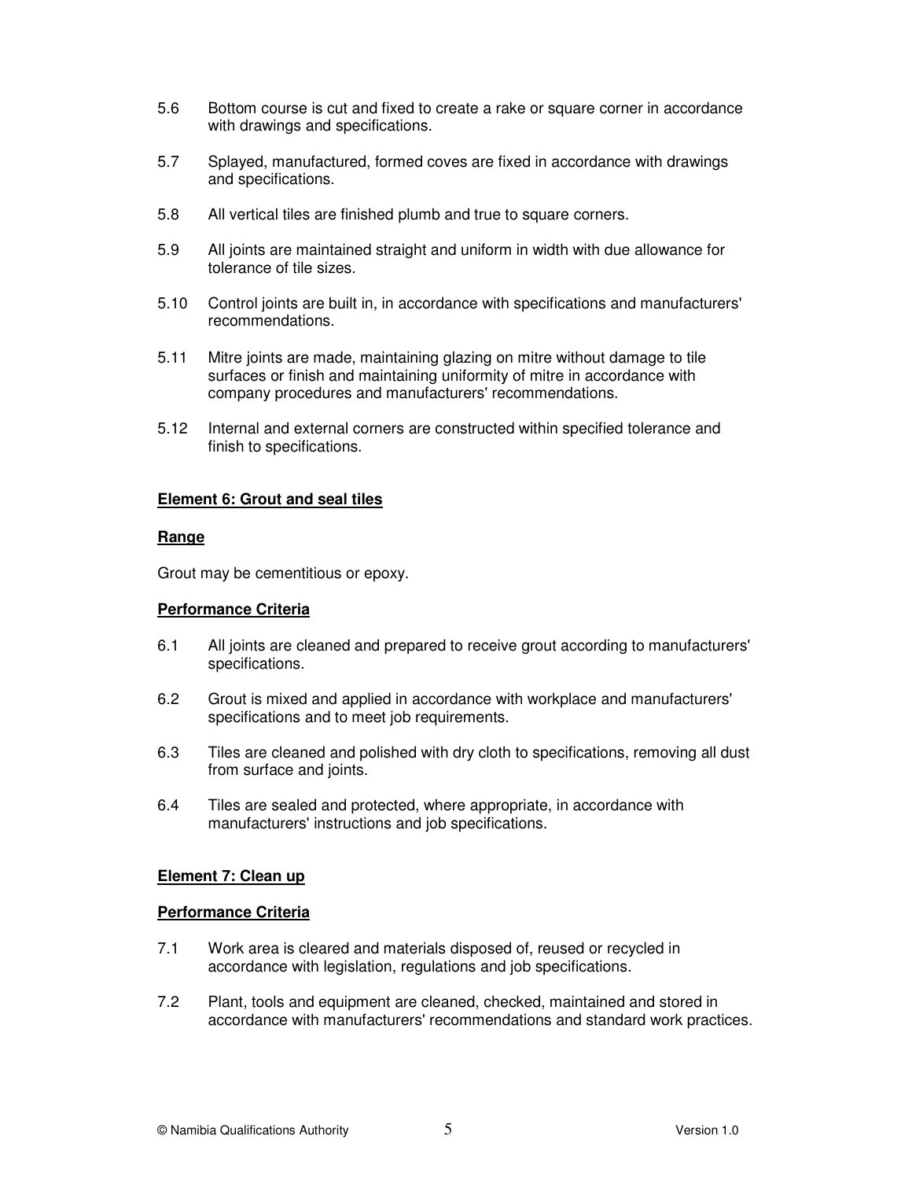5.6 Bottom course is cut and fixed to create a rake or square corner in accordance with drawings and specifications.

5.7 Splayed, manufactured, formed coves are fixed in accordance with drawings and specifications.

5.8 All vertical tiles are finished plumb and true to square corners.

5.9 All joints are maintained straight and uniform in width with due allowance for tolerance of tile sizes.

5.10 Control joints are built in, in accordance with specifications and manufacturers' recommendations.

5.11 Mitre joints are made, maintaining glazing on mitre without damage to tile surfaces or finish and maintaining uniformity of mitre in accordance with company procedures and manufacturers' recommendations.

5.12 Internal and external corners are constructed within specified tolerance and finish to specifications.

**Element 6: Grout and seal tiles**

**Range**

Grout may be cementitious or epoxy.

**Performance Criteria**

6.1 All joints are cleaned and prepared to receive grout according to manufacturers' specifications.

6.2 Grout is mixed and applied in accordance with workplace and manufacturers' specifications and to meet job requirements.

6.3 Tiles are cleaned and polished with dry cloth to specifications, removing all dust from surface and joints.

6.4 Tiles are sealed and protected, where appropriate, in accordance with manufacturers' instructions and job specifications.

**Element 7: Clean up**

**Performance Criteria**

7.1 Work area is cleared and materials disposed of, reused or recycled in accordance with legislation, regulations and job specifications.

7.2 Plant, tools and equipment are cleaned, checked, maintained and stored in accordance with manufacturers' recommendations and standard work practices.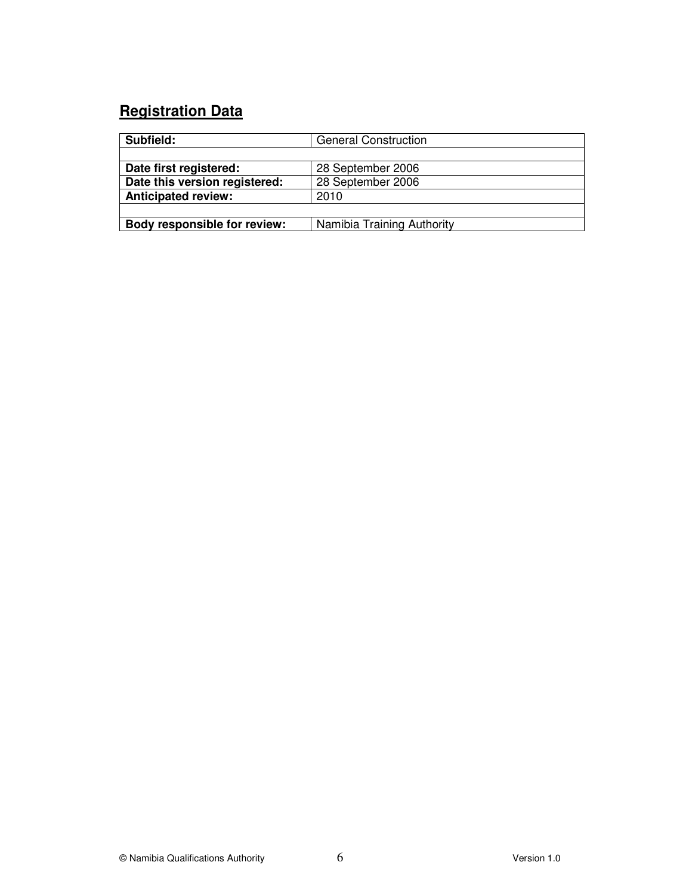## Registration Data

| | |
|---|---|
| **Subfield:** | General Construction |
| | |
| **Date first registered:** | 28 September 2006 |
| **Date this version registered:** | 28 September 2006 |
| **Anticipated review:** | 2010 |
| | |
| **Body responsible for review:** | Namibia Training Authority |